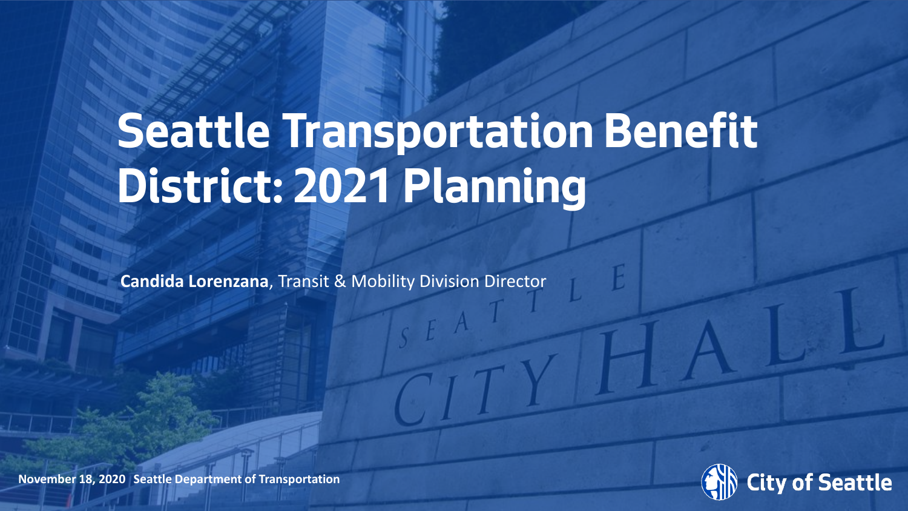# Seattle Transportation Benefit District: 2021 Planning

**Candida Lorenzana**, Transit & Mobility Division Director

**November 18, 2020 | Seattle Department of Transportation**

City of Seattle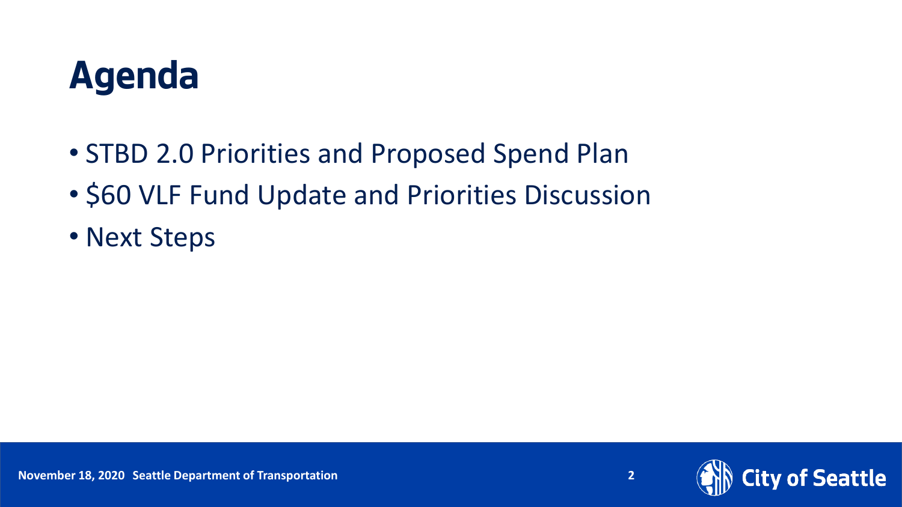# Agenda

- STBD 2.0 Priorities and Proposed Spend Plan
- $60 VLF Fund Update and Priorities Discussion
- Next Steps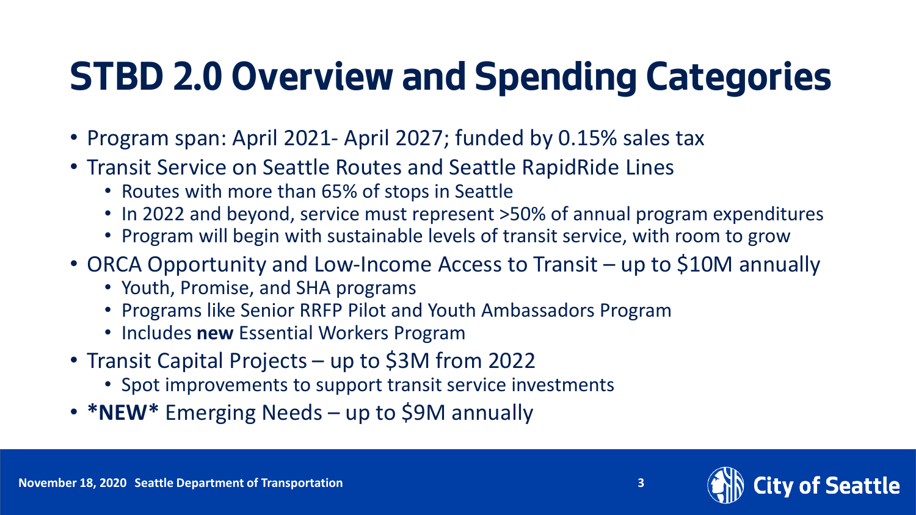# STBD 2.0 Overview and Spending Categories

- Program span: April 2021- April 2027; funded by 0.15% sales tax
- Transit Service on Seattle Routes and Seattle RapidRide Lines
  - Routes with more than 65% of stops in Seattle
  - In 2022 and beyond, service must represent >50% of annual program expenditures
  - Program will begin with sustainable levels of transit service, with room to grow
- ORCA Opportunity and Low-Income Access to Transit – up to $10M annually
  - Youth, Promise, and SHA programs
  - Programs like Senior RRFP Pilot and Youth Ambassadors Program
  - Includes **new** Essential Workers Program
- Transit Capital Projects – up to $3M from 2022
  - Spot improvements to support transit service investments
- ***NEW*** Emerging Needs – up to $9M annually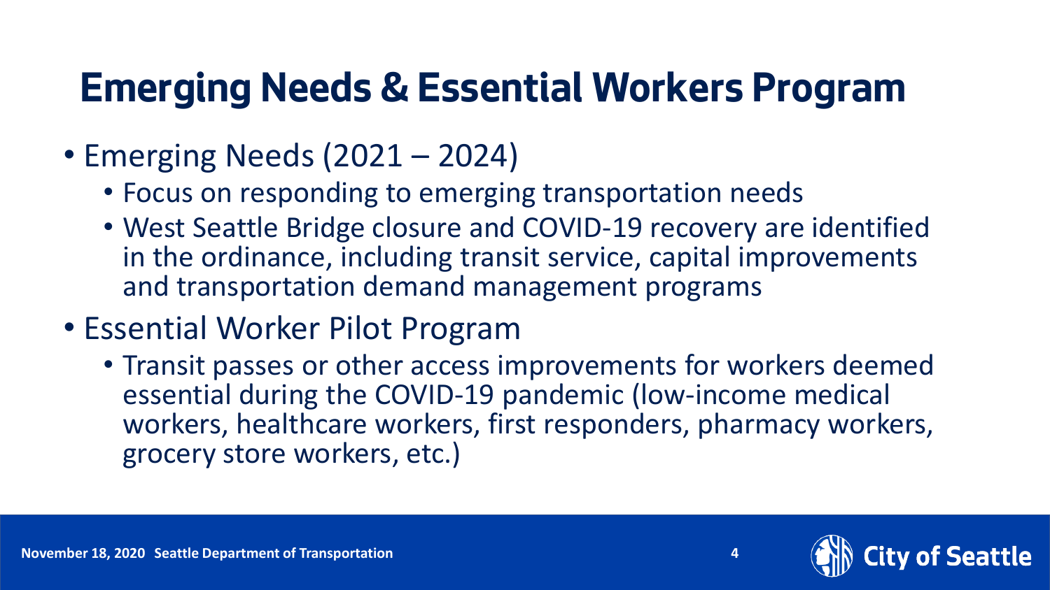# Emerging Needs & Essential Workers Program

- Emerging Needs (2021 – 2024)
  - Focus on responding to emerging transportation needs
  - West Seattle Bridge closure and COVID-19 recovery are identified in the ordinance, including transit service, capital improvements and transportation demand management programs
- Essential Worker Pilot Program
  - Transit passes or other access improvements for workers deemed essential during the COVID-19 pandemic (low-income medical workers, healthcare workers, first responders, pharmacy workers, grocery store workers, etc.)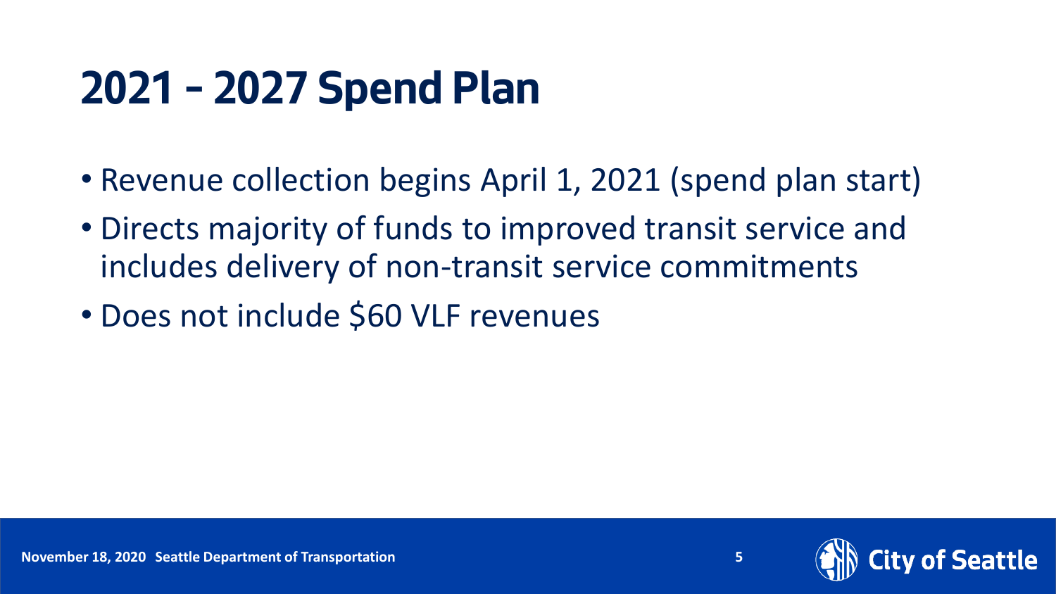# 2021 – 2027 Spend Plan

- Revenue collection begins April 1, 2021 (spend plan start)
- Directs majority of funds to improved transit service and includes delivery of non-transit service commitments
- Does not include $60 VLF revenues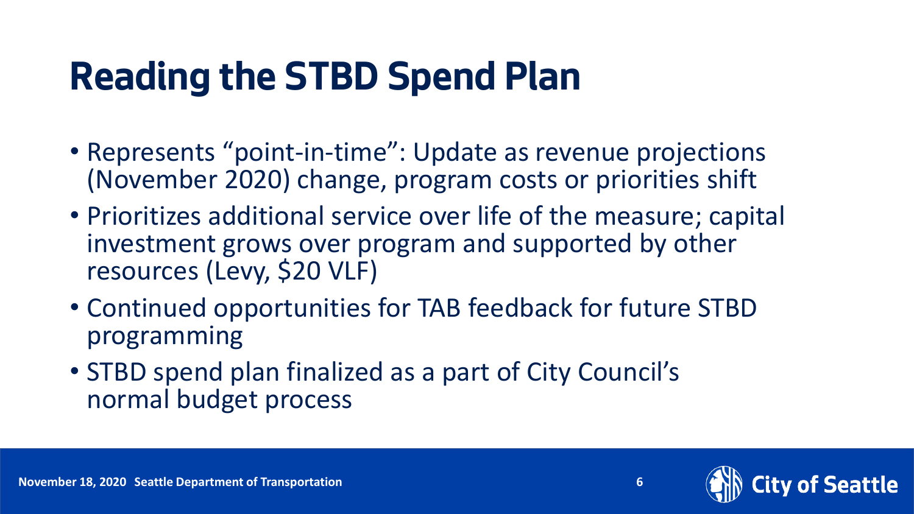# Reading the STBD Spend Plan

- Represents "point-in-time": Update as revenue projections (November 2020) change, program costs or priorities shift
- Prioritizes additional service over life of the measure; capital investment grows over program and supported by other resources (Levy, $20 VLF)
- Continued opportunities for TAB feedback for future STBD programming
- STBD spend plan finalized as a part of City Council's normal budget process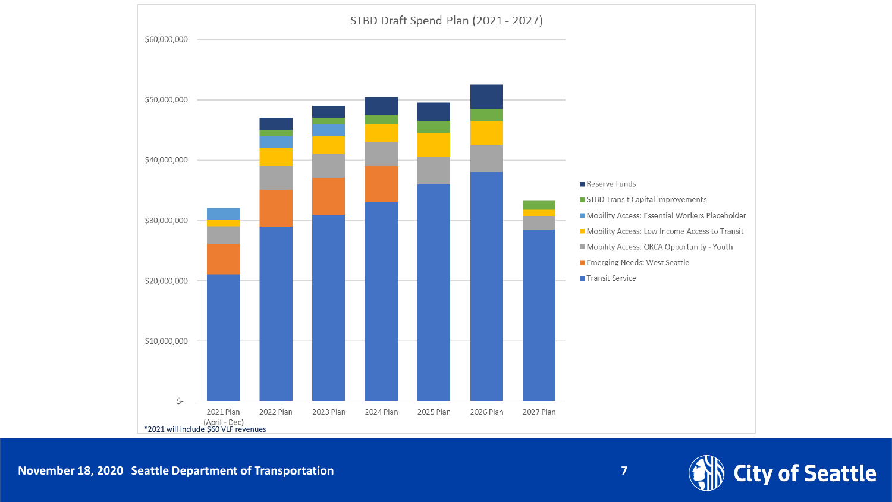## STBD Draft Spend Plan (2021 - 2027)

$60,000,000
$50,000,000
$40,000,000
$30,000,000
$20,000,000
$10,000,000
$-

2021 Plan (April - Dec) | 2022 Plan | 2023 Plan | 2024 Plan | 2025 Plan | 2026 Plan | 2027 Plan

- Reserve Funds
- STBD Transit Capital Improvements
- Mobility Access: Essential Workers Placeholder
- Mobility Access: Low Income Access to Transit
- Mobility Access: ORCA Opportunity - Youth
- Emerging Needs: West Seattle
- Transit Service

*2021 will include $60 VLF revenues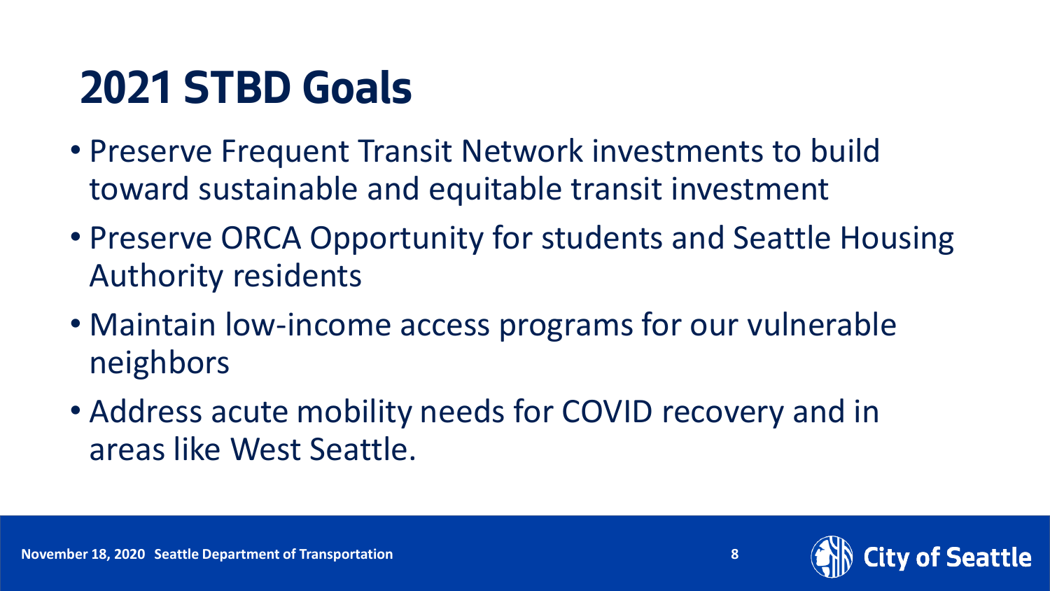# 2021 STBD Goals

- Preserve Frequent Transit Network investments to build toward sustainable and equitable transit investment
- Preserve ORCA Opportunity for students and Seattle Housing Authority residents
- Maintain low-income access programs for our vulnerable neighbors
- Address acute mobility needs for COVID recovery and in areas like West Seattle.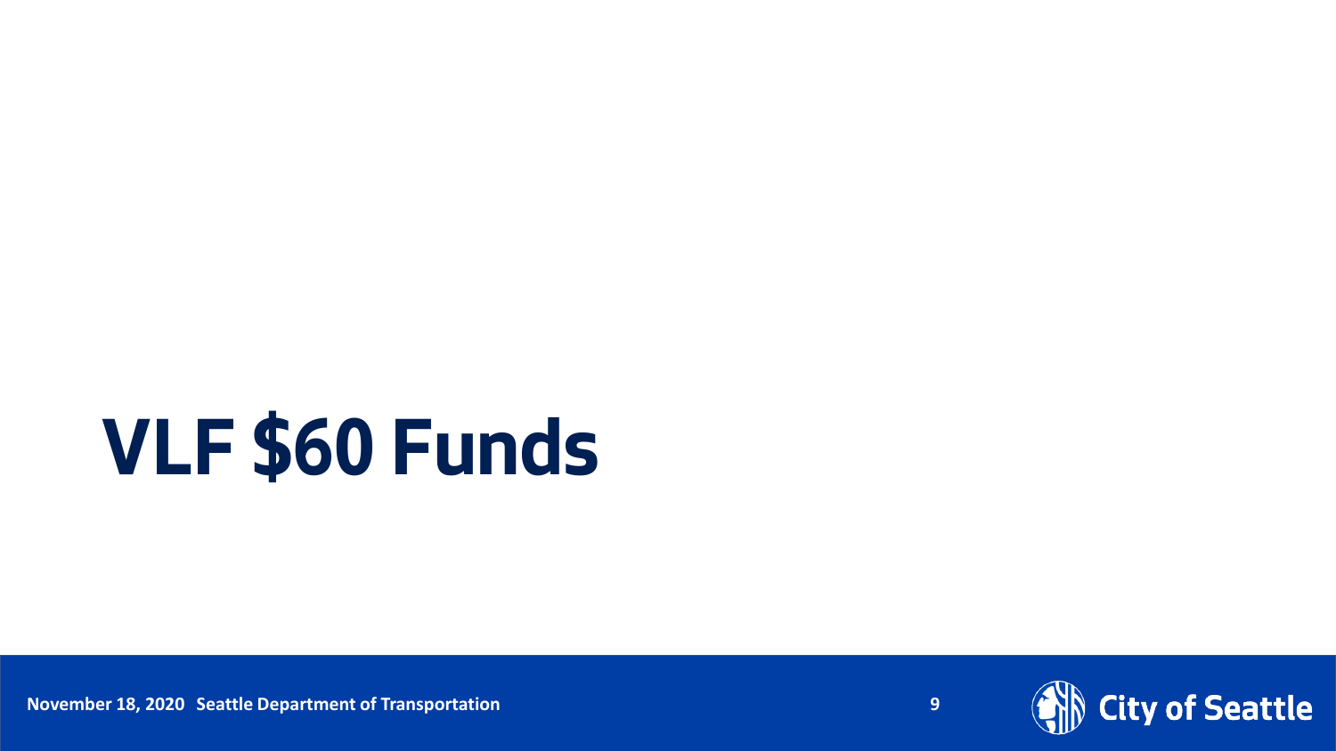# VLF $60 Funds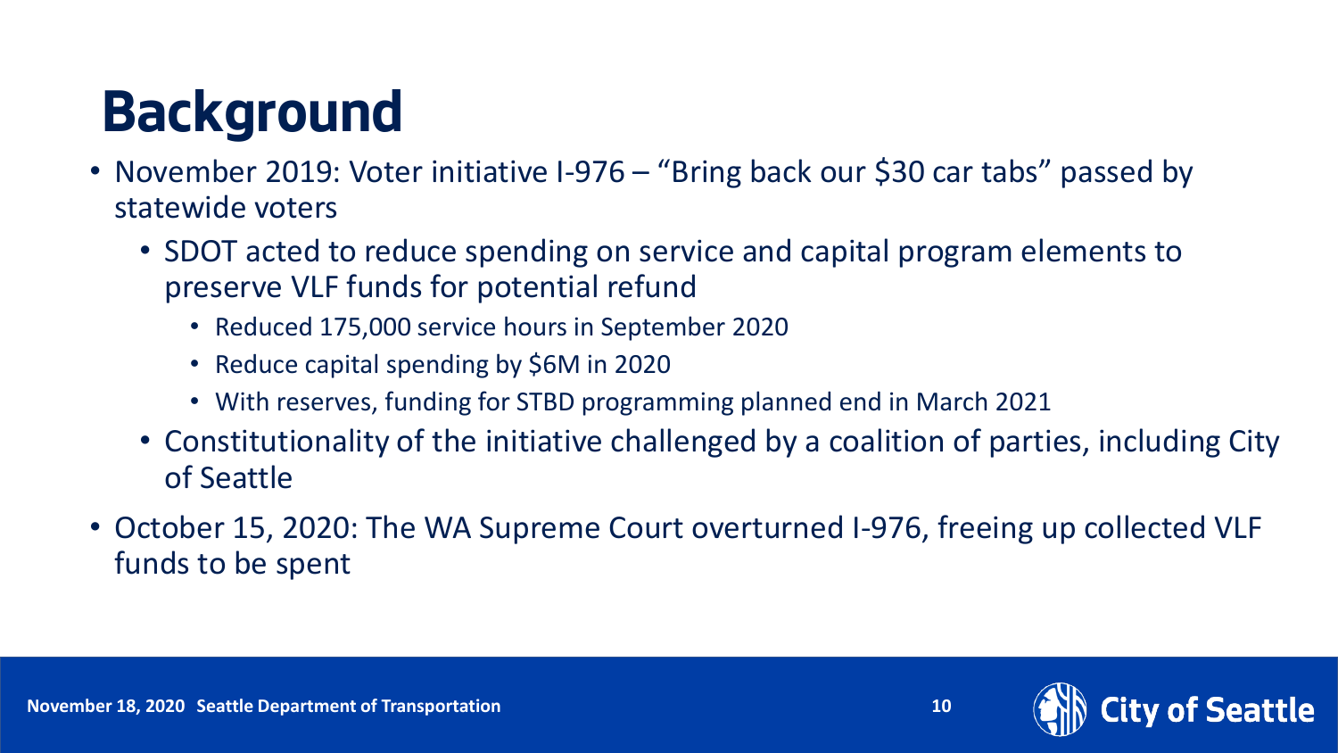# Background

- November 2019: Voter initiative I-976 – "Bring back our $30 car tabs" passed by statewide voters
  - SDOT acted to reduce spending on service and capital program elements to preserve VLF funds for potential refund
    - Reduced 175,000 service hours in September 2020
    - Reduce capital spending by $6M in 2020
    - With reserves, funding for STBD programming planned end in March 2021
  - Constitutionality of the initiative challenged by a coalition of parties, including City of Seattle
- October 15, 2020: The WA Supreme Court overturned I-976, freeing up collected VLF funds to be spent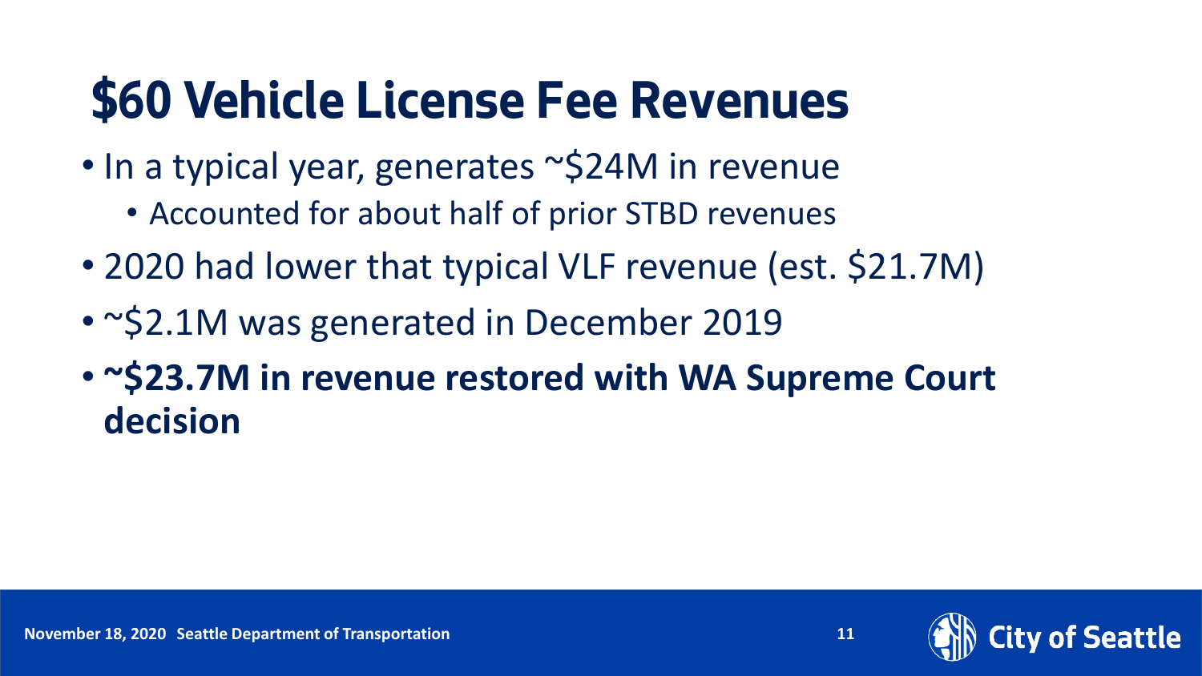# $60 Vehicle License Fee Revenues

- In a typical year, generates ~$24M in revenue
  - Accounted for about half of prior STBD revenues
- 2020 had lower that typical VLF revenue (est. $21.7M)
- ~$2.1M was generated in December 2019
- **~$23.7M in revenue restored with WA Supreme Court decision**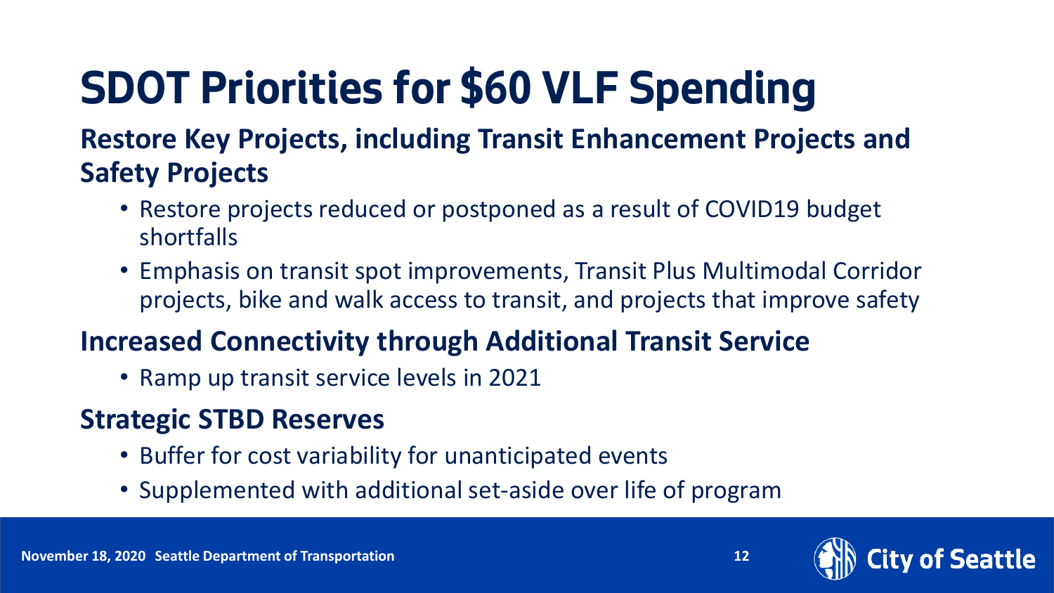# SDOT Priorities for $60 VLF Spending

### Restore Key Projects, including Transit Enhancement Projects and Safety Projects

- Restore projects reduced or postponed as a result of COVID19 budget shortfalls
- Emphasis on transit spot improvements, Transit Plus Multimodal Corridor projects, bike and walk access to transit, and projects that improve safety

### Increased Connectivity through Additional Transit Service

- Ramp up transit service levels in 2021

### Strategic STBD Reserves

- Buffer for cost variability for unanticipated events
- Supplemented with additional set-aside over life of program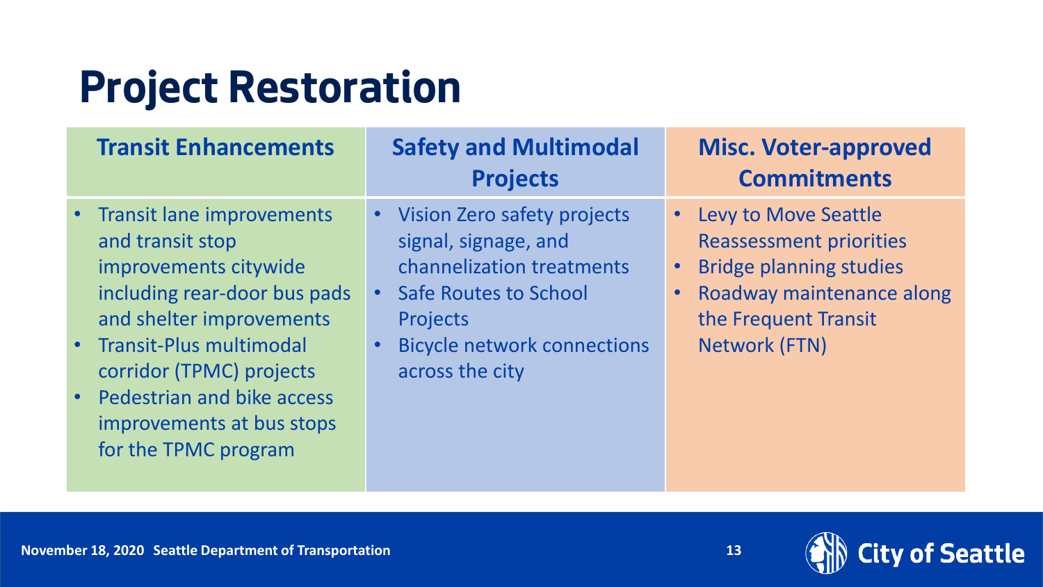# Project Restoration

| Transit Enhancements | Safety and Multimodal Projects | Misc. Voter-approved Commitments |
|---|---|---|
| • Transit lane improvements and transit stop improvements citywide including rear-door bus pads and shelter improvements<br>• Transit-Plus multimodal corridor (TPMC) projects<br>• Pedestrian and bike access improvements at bus stops for the TPMC program | • Vision Zero safety projects signal, signage, and channelization treatments<br>• Safe Routes to School Projects<br>• Bicycle network connections across the city | • Levy to Move Seattle Reassessment priorities<br>• Bridge planning studies<br>• Roadway maintenance along the Frequent Transit Network (FTN) |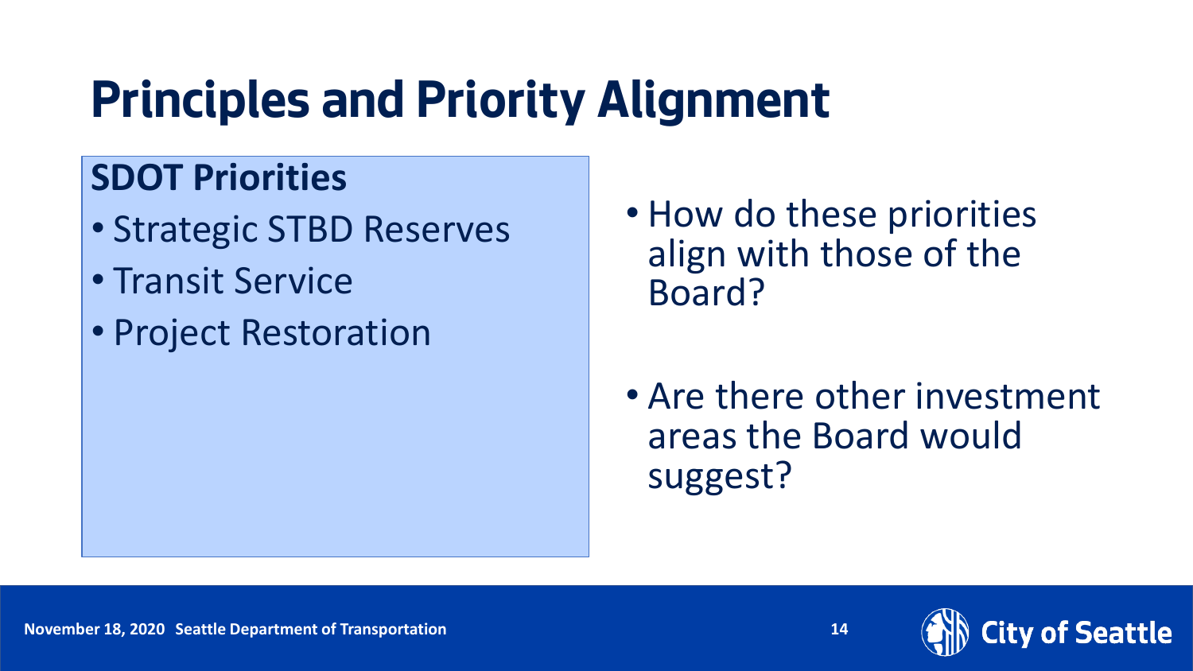# Principles and Priority Alignment

## SDOT Priorities

- Strategic STBD Reserves
- Transit Service
- Project Restoration

- How do these priorities align with those of the Board?

- Are there other investment areas the Board would suggest?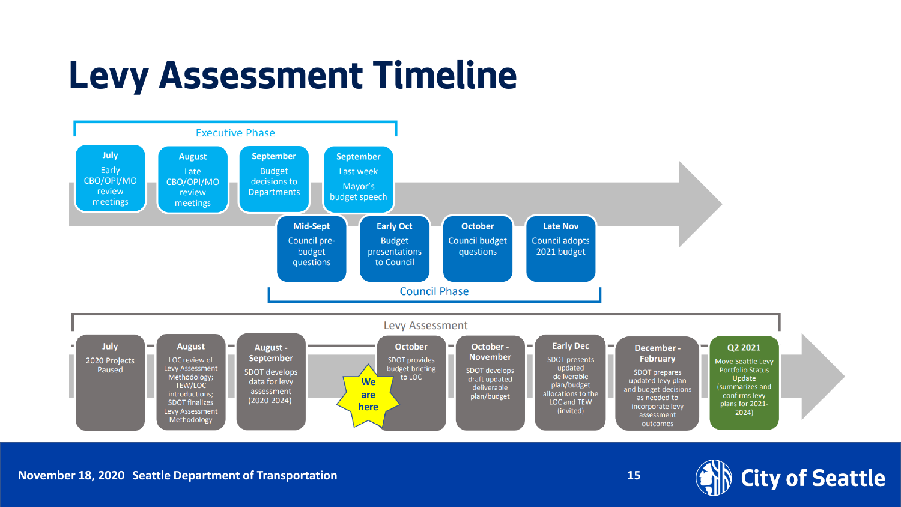# Levy Assessment Timeline

## Executive Phase

- **July** – Early CBO/OPI/MO review meetings
- **August** – Late CBO/OPI/MO review meetings
- **September** – Budget decisions to Departments
- **September** – Last week: Mayor's budget speech

## Council Phase

- **Mid-Sept** – Council pre-budget questions
- **Early Oct** – Budget presentations to Council
- **October** – Council budget questions
- **Late Nov** – Council adopts 2021 budget

## Levy Assessment

- **July** – 2020 Projects Paused
- **August** – LOC review of Levy Assessment Methodology; TEW/LOC introductions; SDOT finalizes Levy Assessment Methodology
- **August - September** – SDOT develops data for levy assessment (2020-2024)
- **We are here**
- **October** – SDOT provides budget briefing to LOC
- **October - November** – SDOT develops draft updated deliverable plan/budget
- **Early Dec** – SDOT presents updated deliverable plan/budget allocations to the LOC and TEW (invited)
- **December - February** – SDOT prepares updated levy plan and budget decisions as needed to incorporate levy assessment outcomes
- **Q2 2021** – Move Seattle Levy Portfolio Status Update (summarizes and confirms levy plans for 2021-2024)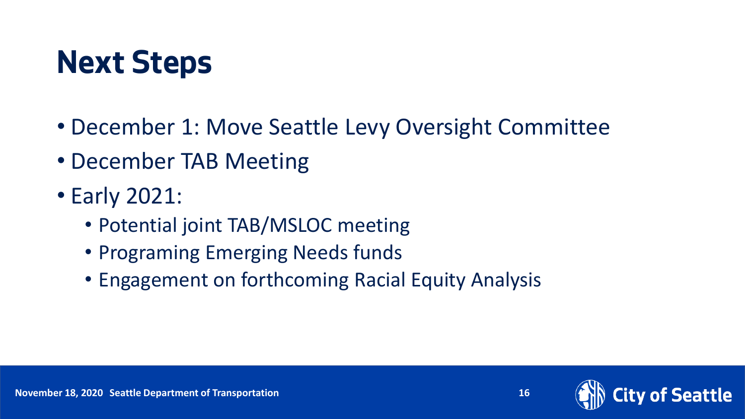# Next Steps

- December 1: Move Seattle Levy Oversight Committee
- December TAB Meeting
- Early 2021:
  - Potential joint TAB/MSLOC meeting
  - Programing Emerging Needs funds
  - Engagement on forthcoming Racial Equity Analysis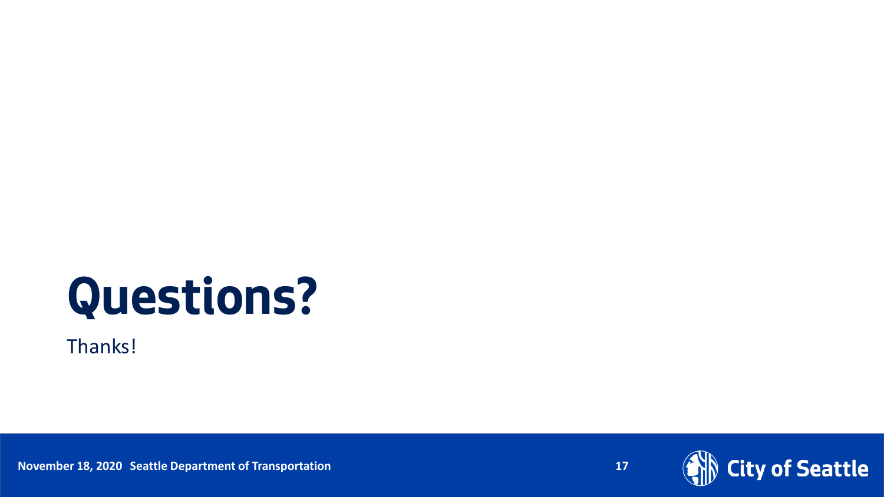# Questions?

Thanks!